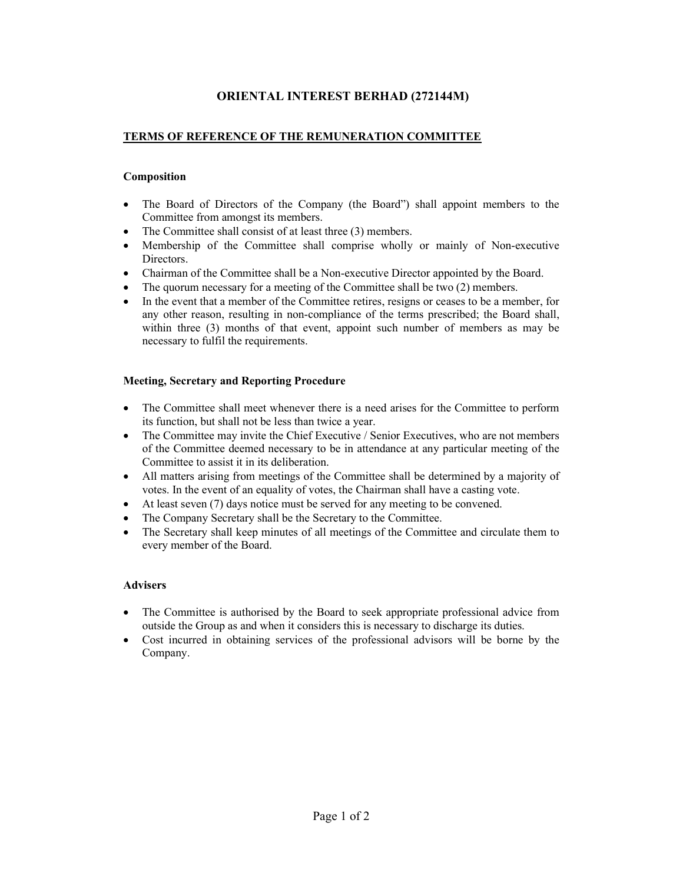# ORIENTAL INTEREST BERHAD (272144M)

## TERMS OF REFERENCE OF THE REMUNERATION COMMITTEE

### Composition

- The Board of Directors of the Company (the Board") shall appoint members to the Committee from amongst its members.
- The Committee shall consist of at least three (3) members.
- Membership of the Committee shall comprise wholly or mainly of Non-executive Directors.
- Chairman of the Committee shall be a Non-executive Director appointed by the Board.
- The quorum necessary for a meeting of the Committee shall be two (2) members.
- In the event that a member of the Committee retires, resigns or ceases to be a member, for any other reason, resulting in non-compliance of the terms prescribed; the Board shall, within three (3) months of that event, appoint such number of members as may be necessary to fulfil the requirements.

### Meeting, Secretary and Reporting Procedure

- The Committee shall meet whenever there is a need arises for the Committee to perform its function, but shall not be less than twice a year.
- The Committee may invite the Chief Executive / Senior Executives, who are not members of the Committee deemed necessary to be in attendance at any particular meeting of the Committee to assist it in its deliberation.
- All matters arising from meetings of the Committee shall be determined by a majority of votes. In the event of an equality of votes, the Chairman shall have a casting vote.
- At least seven (7) days notice must be served for any meeting to be convened.
- The Company Secretary shall be the Secretary to the Committee.
- The Secretary shall keep minutes of all meetings of the Committee and circulate them to every member of the Board.

### Advisers

- The Committee is authorised by the Board to seek appropriate professional advice from outside the Group as and when it considers this is necessary to discharge its duties.
- Cost incurred in obtaining services of the professional advisors will be borne by the Company.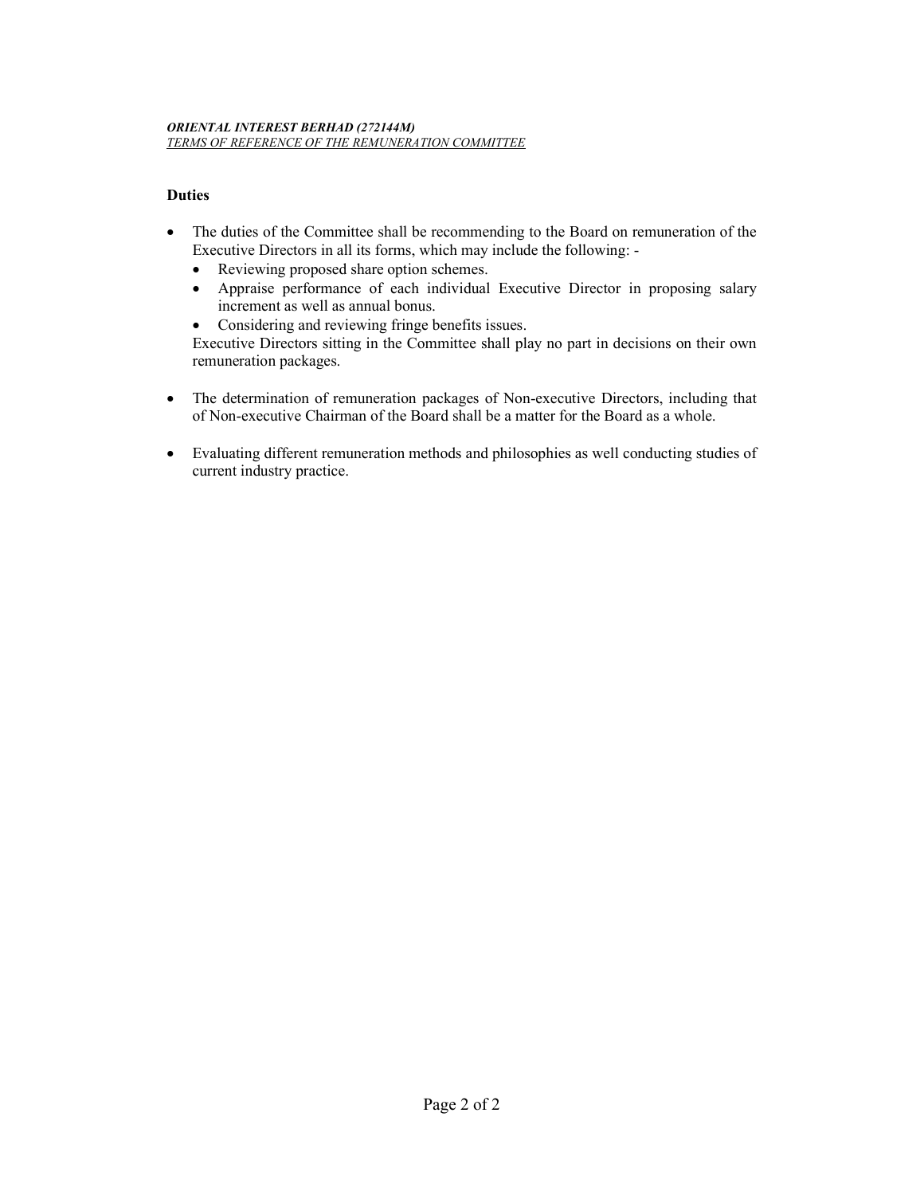## Duties

- The duties of the Committee shall be recommending to the Board on remuneration of the Executive Directors in all its forms, which may include the following: -
  - Reviewing proposed share option schemes.
  - Appraise performance of each individual Executive Director in proposing salary increment as well as annual bonus.
  - Considering and reviewing fringe benefits issues.

  Executive Directors sitting in the Committee shall play no part in decisions on their own remuneration packages.

- The determination of remuneration packages of Non-executive Directors, including that of Non-executive Chairman of the Board shall be a matter for the Board as a whole.

- Evaluating different remuneration methods and philosophies as well conducting studies of current industry practice.